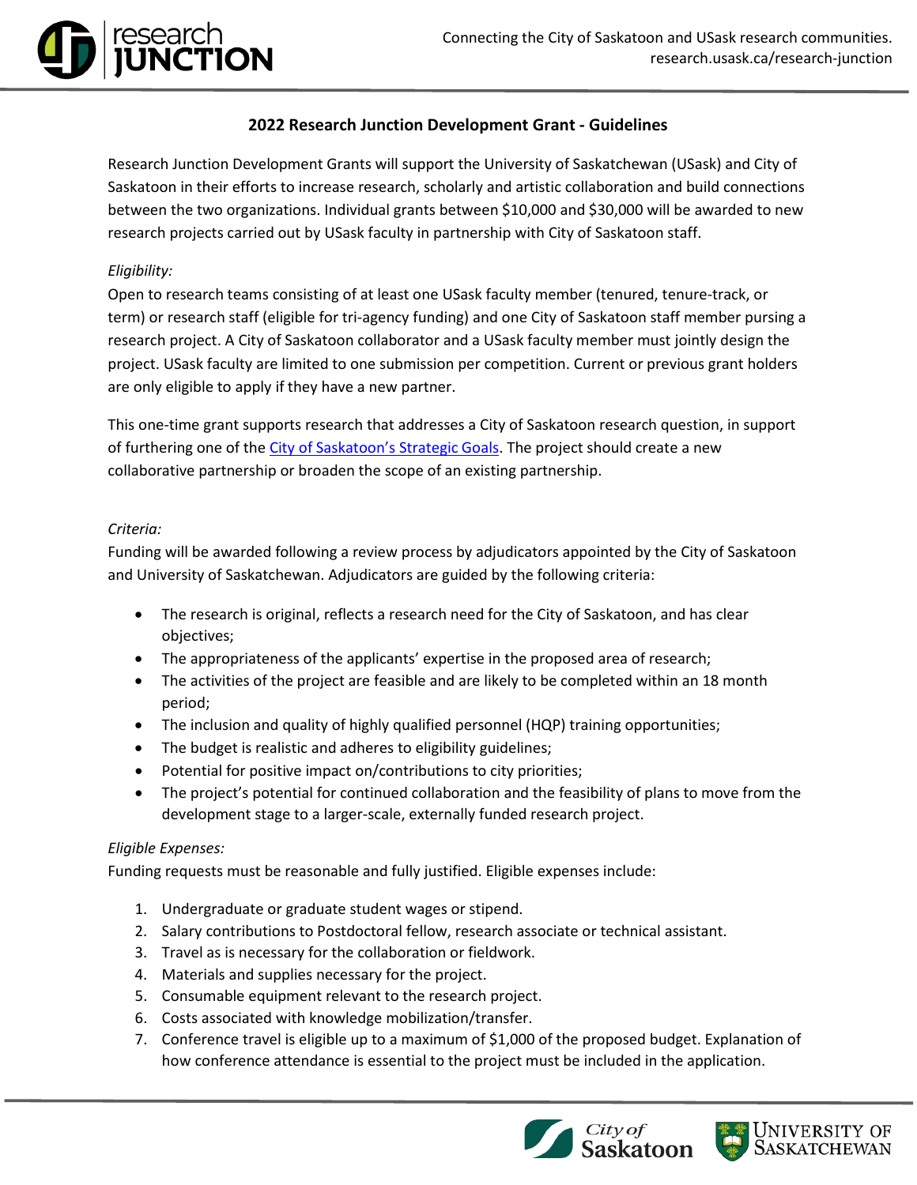## 2022 Research Junction Development Grant - Guidelines

Research Junction Development Grants will support the University of Saskatchewan (USask) and City of Saskatoon in their efforts to increase research, scholarly and artistic collaboration and build connections between the two organizations. Individual grants between $10,000 and $30,000 will be awarded to new research projects carried out by USask faculty in partnership with City of Saskatoon staff.

*Eligibility:*

Open to research teams consisting of at least one USask faculty member (tenured, tenure-track, or term) or research staff (eligible for tri-agency funding) and one City of Saskatoon staff member pursing a research project. A City of Saskatoon collaborator and a USask faculty member must jointly design the project. USask faculty are limited to one submission per competition. Current or previous grant holders are only eligible to apply if they have a new partner.

This one-time grant supports research that addresses a City of Saskatoon research question, in support of furthering one of the City of Saskatoon's Strategic Goals. The project should create a new collaborative partnership or broaden the scope of an existing partnership.

*Criteria:*

Funding will be awarded following a review process by adjudicators appointed by the City of Saskatoon and University of Saskatchewan. Adjudicators are guided by the following criteria:

- The research is original, reflects a research need for the City of Saskatoon, and has clear objectives;
- The appropriateness of the applicants' expertise in the proposed area of research;
- The activities of the project are feasible and are likely to be completed within an 18 month period;
- The inclusion and quality of highly qualified personnel (HQP) training opportunities;
- The budget is realistic and adheres to eligibility guidelines;
- Potential for positive impact on/contributions to city priorities;
- The project's potential for continued collaboration and the feasibility of plans to move from the development stage to a larger-scale, externally funded research project.

*Eligible Expenses:*

Funding requests must be reasonable and fully justified. Eligible expenses include:

1. Undergraduate or graduate student wages or stipend.
2. Salary contributions to Postdoctoral fellow, research associate or technical assistant.
3. Travel as is necessary for the collaboration or fieldwork.
4. Materials and supplies necessary for the project.
5. Consumable equipment relevant to the research project.
6. Costs associated with knowledge mobilization/transfer.
7. Conference travel is eligible up to a maximum of $1,000 of the proposed budget. Explanation of how conference attendance is essential to the project must be included in the application.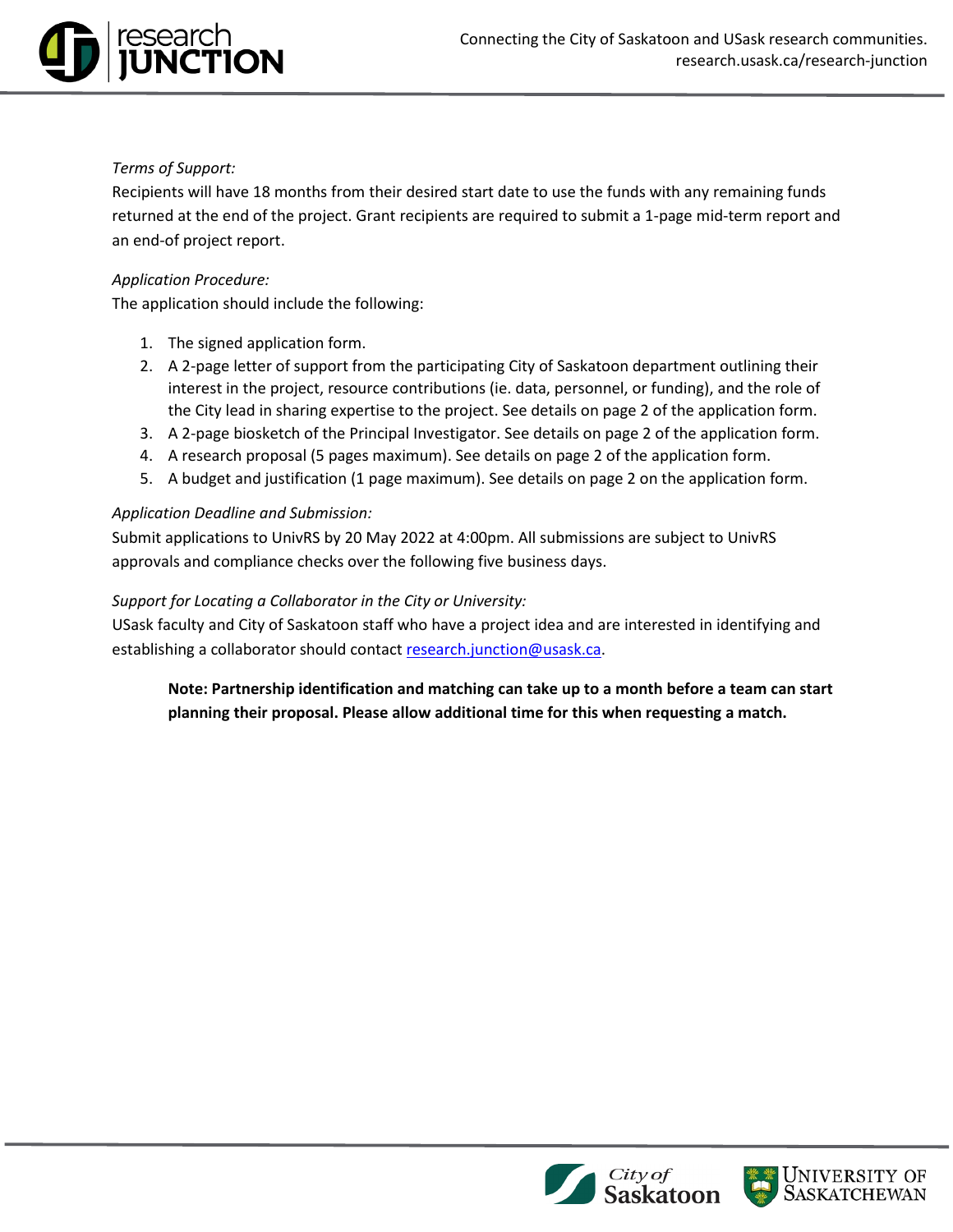*Terms of Support:*

Recipients will have 18 months from their desired start date to use the funds with any remaining funds returned at the end of the project. Grant recipients are required to submit a 1-page mid-term report and an end-of project report.

*Application Procedure:*

The application should include the following:

1. The signed application form.
2. A 2-page letter of support from the participating City of Saskatoon department outlining their interest in the project, resource contributions (ie. data, personnel, or funding), and the role of the City lead in sharing expertise to the project. See details on page 2 of the application form.
3. A 2-page biosketch of the Principal Investigator. See details on page 2 of the application form.
4. A research proposal (5 pages maximum). See details on page 2 of the application form.
5. A budget and justification (1 page maximum). See details on page 2 on the application form.

*Application Deadline and Submission:*

Submit applications to UnivRS by 20 May 2022 at 4:00pm. All submissions are subject to UnivRS approvals and compliance checks over the following five business days.

*Support for Locating a Collaborator in the City or University:*

USask faculty and City of Saskatoon staff who have a project idea and are interested in identifying and establishing a collaborator should contact research.junction@usask.ca.

> **Note: Partnership identification and matching can take up to a month before a team can start planning their proposal. Please allow additional time for this when requesting a match.**